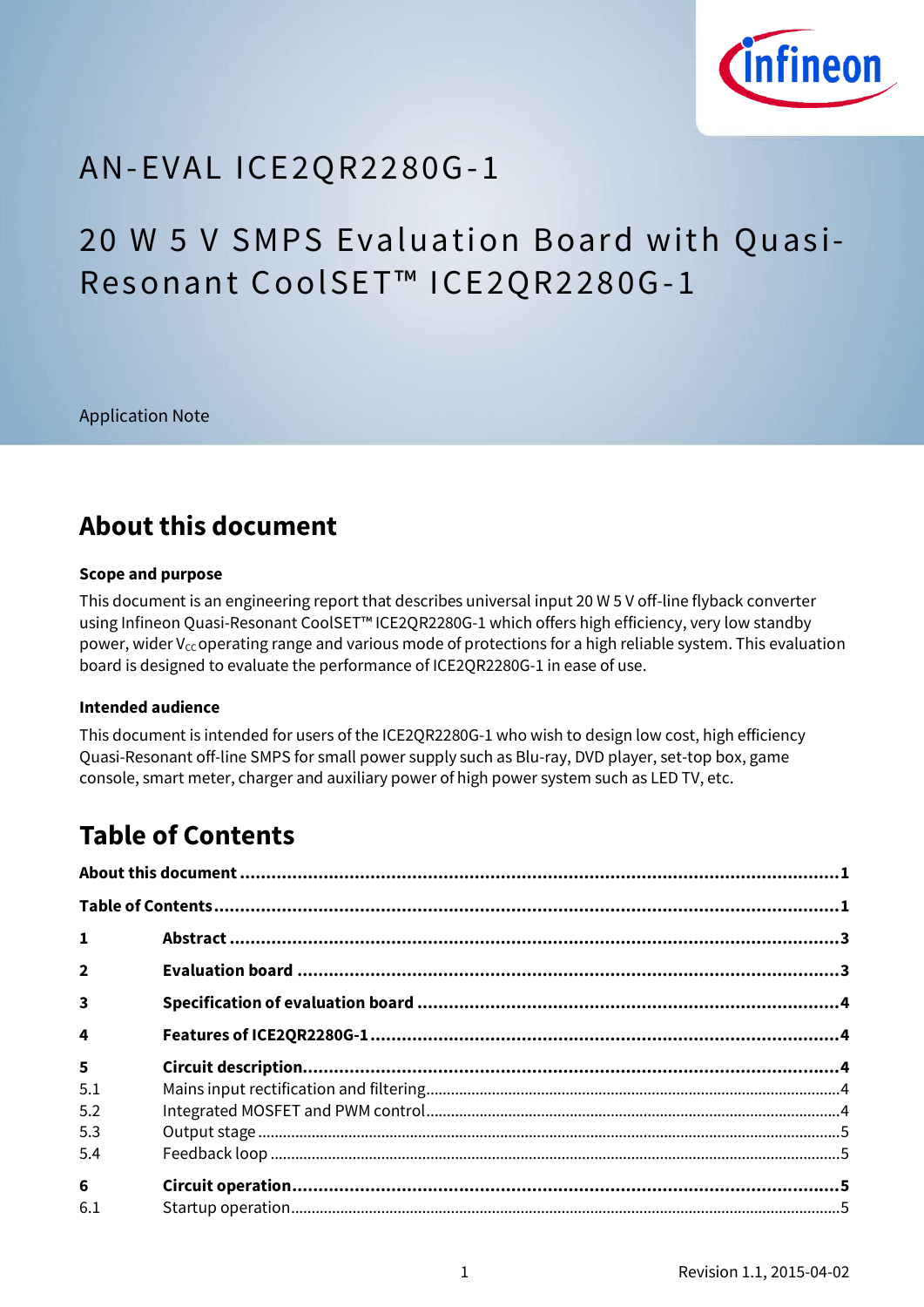# AN-EVAL ICE2QR2280G-1

# 20 W 5 V SMPS Evaluation Board with Quasi-Resonant CoolSET™ ICE2QR2280G-1

Application Note

## About this document

### Scope and purpose

This document is an engineering report that describes universal input 20 W 5 V off-line flyback converter using Infineon Quasi-Resonant CoolSET™ ICE2QR2280G-1 which offers high efficiency, very low standby power, wider $V_{CC}$ operating range and various mode of protections for a high reliable system. This evaluation board is designed to evaluate the performance of ICE2QR2280G-1 in ease of use.

### Intended audience

This document is intended for users of the ICE2QR2280G-1 who wish to design low cost, high efficiency Quasi-Resonant off-line SMPS for small power supply such as Blu-ray, DVD player, set-top box, game console, smart meter, charger and auxiliary power of high power system such as LED TV, etc.

## Table of Contents

**About this document** .......... **1**

**Table of Contents** .......... **1**

**1 Abstract** .......... **3**

**2 Evaluation board** .......... **3**

**3 Specification of evaluation board** .......... **4**

**4 Features of ICE2QR2280G-1** .......... **4**

**5 Circuit description** .......... **4**

- 5.1 Mains input rectification and filtering .......... 4
- 5.2 Integrated MOSFET and PWM control .......... 4
- 5.3 Output stage .......... 5
- 5.4 Feedback loop .......... 5

**6 Circuit operation** .......... **5**

- 6.1 Startup operation .......... 5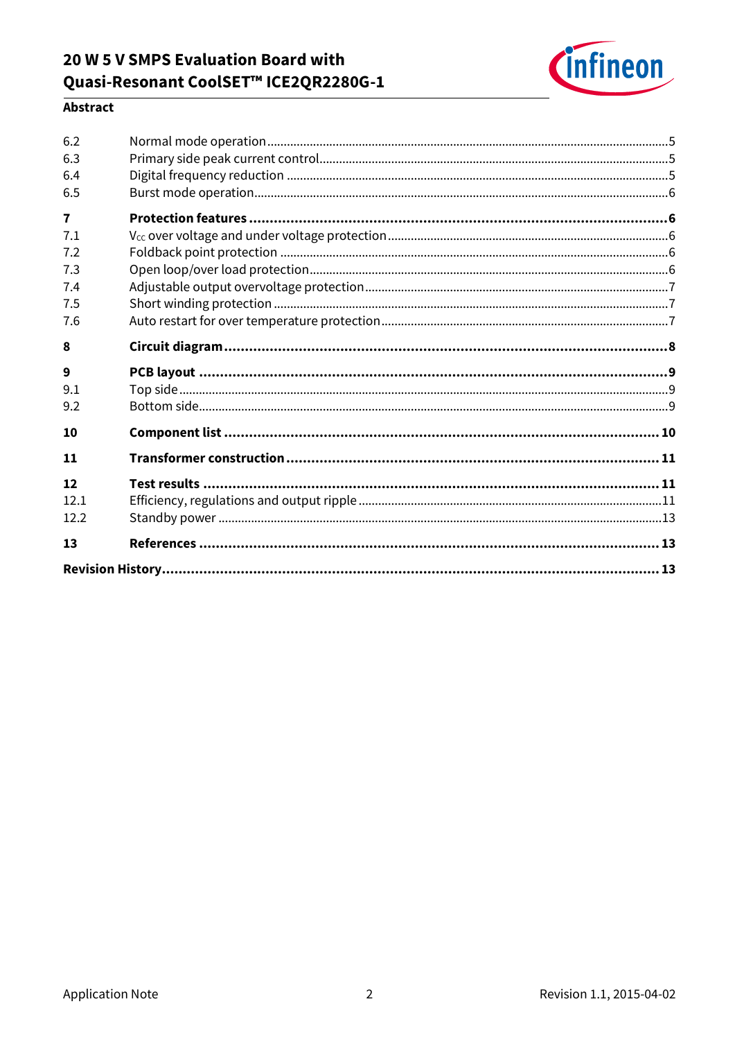| | | |
|---|---|---|
| 6.2 | Normal mode operation | 5 |
| 6.3 | Primary side peak current control | 5 |
| 6.4 | Digital frequency reduction | 5 |
| 6.5 | Burst mode operation | 6 |
| **7** | **Protection features** | **6** |
| 7.1 | $V_{CC}$ over voltage and under voltage protection | 6 |
| 7.2 | Foldback point protection | 6 |
| 7.3 | Open loop/over load protection | 6 |
| 7.4 | Adjustable output overvoltage protection | 7 |
| 7.5 | Short winding protection | 7 |
| 7.6 | Auto restart for over temperature protection | 7 |
| **8** | **Circuit diagram** | **8** |
| **9** | **PCB layout** | **9** |
| 9.1 | Top side | 9 |
| 9.2 | Bottom side | 9 |
| **10** | **Component list** | **10** |
| **11** | **Transformer construction** | **11** |
| **12** | **Test results** | **11** |
| 12.1 | Efficiency, regulations and output ripple | 11 |
| 12.2 | Standby power | 13 |
| **13** | **References** | **13** |
| **Revision History** | | **13** |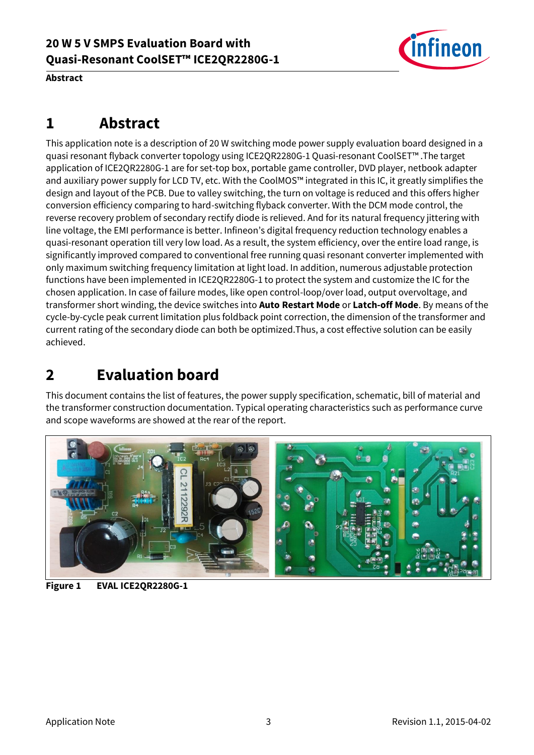# 1 Abstract

This application note is a description of 20 W switching mode power supply evaluation board designed in a quasi resonant flyback converter topology using ICE2QR2280G-1 Quasi-resonant CoolSET™ .The target application of ICE2QR2280G-1 are for set-top box, portable game controller, DVD player, netbook adapter and auxiliary power supply for LCD TV, etc. With the CoolMOS™ integrated in this IC, it greatly simplifies the design and layout of the PCB. Due to valley switching, the turn on voltage is reduced and this offers higher conversion efficiency comparing to hard-switching flyback converter. With the DCM mode control, the reverse recovery problem of secondary rectify diode is relieved. And for its natural frequency jittering with line voltage, the EMI performance is better. Infineon's digital frequency reduction technology enables a quasi-resonant operation till very low load. As a result, the system efficiency, over the entire load range, is significantly improved compared to conventional free running quasi resonant converter implemented with only maximum switching frequency limitation at light load. In addition, numerous adjustable protection functions have been implemented in ICE2QR2280G-1 to protect the system and customize the IC for the chosen application. In case of failure modes, like open control-loop/over load, output overvoltage, and transformer short winding, the device switches into **Auto Restart Mode** or **Latch-off Mode**. By means of the cycle-by-cycle peak current limitation plus foldback point correction, the dimension of the transformer and current rating of the secondary diode can both be optimized.Thus, a cost effective solution can be easily achieved.

# 2 Evaluation board

This document contains the list of features, the power supply specification, schematic, bill of material and the transformer construction documentation. Typical operating characteristics such as performance curve and scope waveforms are showed at the rear of the report.

**Figure 1** **EVAL ICE2QR2280G-1**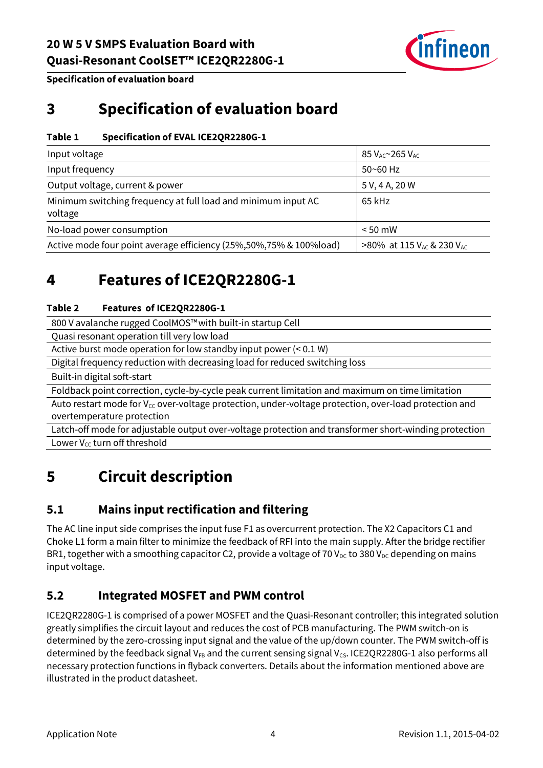# 3 Specification of evaluation board

**Table 1 Specification of EVAL ICE2QR2280G-1**

| | |
|---|---|
| Input voltage | 85 $V_{AC}$~265 $V_{AC}$ |
| Input frequency | 50~60 Hz |
| Output voltage, current & power | 5 V, 4 A, 20 W |
| Minimum switching frequency at full load and minimum input AC voltage | 65 kHz |
| No-load power consumption | < 50 mW |
| Active mode four point average efficiency (25%,50%,75% & 100%load) | >80% at 115 $V_{AC}$ & 230 $V_{AC}$ |

# 4 Features of ICE2QR2280G-1

**Table 2 Features of ICE2QR2280G-1**

| |
|---|
| 800 V avalanche rugged CoolMOS™ with built-in startup Cell |
| Quasi resonant operation till very low load |
| Active burst mode operation for low standby input power (< 0.1 W) |
| Digital frequency reduction with decreasing load for reduced switching loss |
| Built-in digital soft-start |
| Foldback point correction, cycle-by-cycle peak current limitation and maximum on time limitation |
| Auto restart mode for $V_{CC}$ over-voltage protection, under-voltage protection, over-load protection and overtemperature protection |
| Latch-off mode for adjustable output over-voltage protection and transformer short-winding protection |
| Lower $V_{CC}$ turn off threshold |

# 5 Circuit description

## 5.1 Mains input rectification and filtering

The AC line input side comprises the input fuse F1 as overcurrent protection. The X2 Capacitors C1 and Choke L1 form a main filter to minimize the feedback of RFI into the main supply. After the bridge rectifier BR1, together with a smoothing capacitor C2, provide a voltage of 70 $V_{DC}$ to 380 $V_{DC}$ depending on mains input voltage.

## 5.2 Integrated MOSFET and PWM control

ICE2QR2280G-1 is comprised of a power MOSFET and the Quasi-Resonant controller; this integrated solution greatly simplifies the circuit layout and reduces the cost of PCB manufacturing. The PWM switch-on is determined by the zero-crossing input signal and the value of the up/down counter. The PWM switch-off is determined by the feedback signal $V_{FB}$ and the current sensing signal $V_{CS}$. ICE2QR2280G-1 also performs all necessary protection functions in flyback converters. Details about the information mentioned above are illustrated in the product datasheet.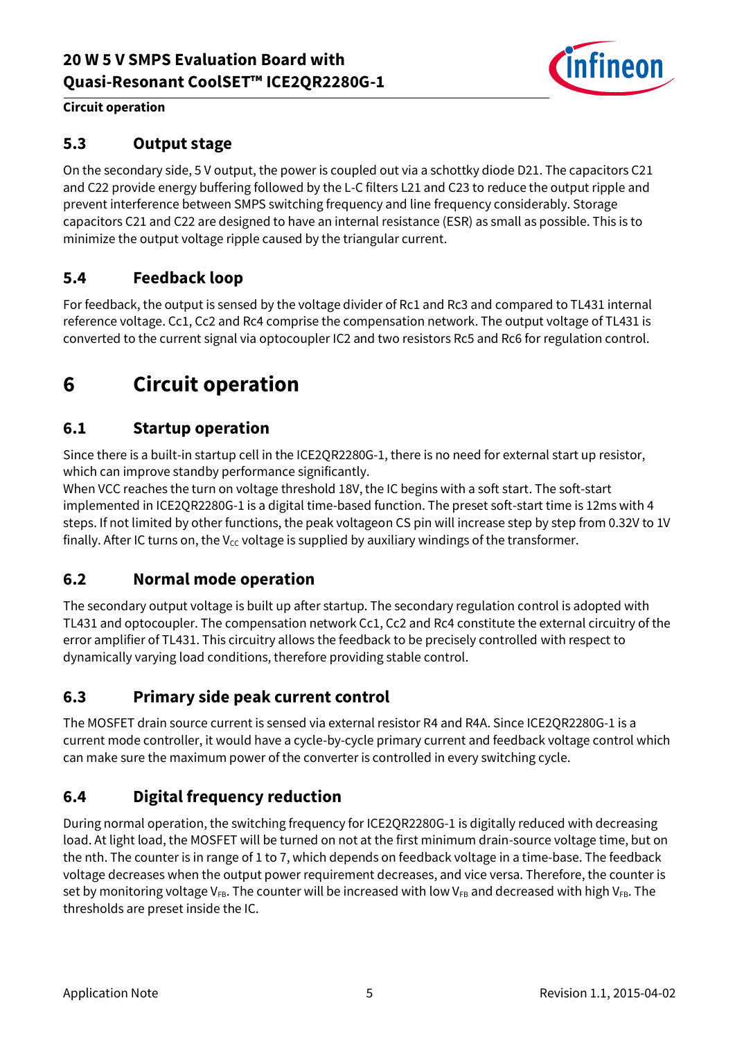## 5.3 Output stage

On the secondary side, 5 V output, the power is coupled out via a schottky diode D21. The capacitors C21 and C22 provide energy buffering followed by the L-C filters L21 and C23 to reduce the output ripple and prevent interference between SMPS switching frequency and line frequency considerably. Storage capacitors C21 and C22 are designed to have an internal resistance (ESR) as small as possible. This is to minimize the output voltage ripple caused by the triangular current.

## 5.4 Feedback loop

For feedback, the output is sensed by the voltage divider of Rc1 and Rc3 and compared to TL431 internal reference voltage. Cc1, Cc2 and Rc4 comprise the compensation network. The output voltage of TL431 is converted to the current signal via optocoupler IC2 and two resistors Rc5 and Rc6 for regulation control.

# 6 Circuit operation

## 6.1 Startup operation

Since there is a built-in startup cell in the ICE2QR2280G-1, there is no need for external start up resistor, which can improve standby performance significantly.

When VCC reaches the turn on voltage threshold 18V, the IC begins with a soft start. The soft-start implemented in ICE2QR2280G-1 is a digital time-based function. The preset soft-start time is 12ms with 4 steps. If not limited by other functions, the peak voltageon CS pin will increase step by step from 0.32V to 1V finally. After IC turns on, the $V_{CC}$ voltage is supplied by auxiliary windings of the transformer.

## 6.2 Normal mode operation

The secondary output voltage is built up after startup. The secondary regulation control is adopted with TL431 and optocoupler. The compensation network Cc1, Cc2 and Rc4 constitute the external circuitry of the error amplifier of TL431. This circuitry allows the feedback to be precisely controlled with respect to dynamically varying load conditions, therefore providing stable control.

## 6.3 Primary side peak current control

The MOSFET drain source current is sensed via external resistor R4 and R4A. Since ICE2QR2280G-1 is a current mode controller, it would have a cycle-by-cycle primary current and feedback voltage control which can make sure the maximum power of the converter is controlled in every switching cycle.

## 6.4 Digital frequency reduction

During normal operation, the switching frequency for ICE2QR2280G-1 is digitally reduced with decreasing load. At light load, the MOSFET will be turned on not at the first minimum drain-source voltage time, but on the nth. The counter is in range of 1 to 7, which depends on feedback voltage in a time-base. The feedback voltage decreases when the output power requirement decreases, and vice versa. Therefore, the counter is set by monitoring voltage $V_{FB}$. The counter will be increased with low $V_{FB}$ and decreased with high $V_{FB}$. The thresholds are preset inside the IC.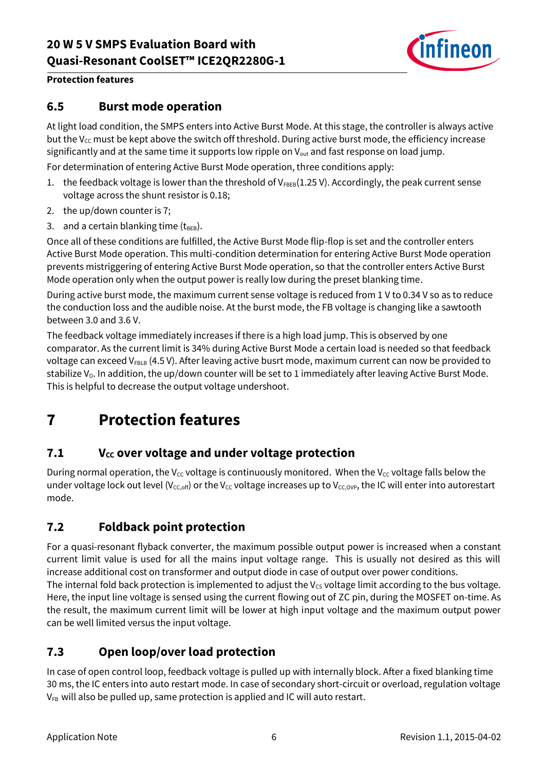## 6.5 Burst mode operation

At light load condition, the SMPS enters into Active Burst Mode. At this stage, the controller is always active but the $V_{CC}$ must be kept above the switch off threshold. During active burst mode, the efficiency increase significantly and at the same time it supports low ripple on $V_{out}$ and fast response on load jump.

For determination of entering Active Burst Mode operation, three conditions apply:

1. the feedback voltage is lower than the threshold of $V_{FBEB}$(1.25 V). Accordingly, the peak current sense voltage across the shunt resistor is 0.18;
2. the up/down counter is 7;
3. and a certain blanking time ($t_{BEB}$).

Once all of these conditions are fulfilled, the Active Burst Mode flip-flop is set and the controller enters Active Burst Mode operation. This multi-condition determination for entering Active Burst Mode operation prevents mistriggering of entering Active Burst Mode operation, so that the controller enters Active Burst Mode operation only when the output power is really low during the preset blanking time.

During active burst mode, the maximum current sense voltage is reduced from 1 V to 0.34 V so as to reduce the conduction loss and the audible noise. At the burst mode, the FB voltage is changing like a sawtooth between 3.0 and 3.6 V.

The feedback voltage immediately increases if there is a high load jump. This is observed by one comparator. As the current limit is 34% during Active Burst Mode a certain load is needed so that feedback voltage can exceed $V_{FBLB}$ (4.5 V). After leaving active busrt mode, maximum current can now be provided to stabilize $V_O$. In addition, the up/down counter will be set to 1 immediately after leaving Active Burst Mode. This is helpful to decrease the output voltage undershoot.

# 7 Protection features

## 7.1 $V_{CC}$ over voltage and under voltage protection

During normal operation, the $V_{CC}$ voltage is continuously monitored. When the $V_{CC}$ voltage falls below the under voltage lock out level ($V_{CC,off}$) or the $V_{CC}$ voltage increases up to $V_{CC,OVP}$, the IC will enter into autorestart mode.

## 7.2 Foldback point protection

For a quasi-resonant flyback converter, the maximum possible output power is increased when a constant current limit value is used for all the mains input voltage range. This is usually not desired as this will increase additional cost on transformer and output diode in case of output over power conditions.
The internal fold back protection is implemented to adjust the $V_{CS}$ voltage limit according to the bus voltage. Here, the input line voltage is sensed using the current flowing out of ZC pin, during the MOSFET on-time. As the result, the maximum current limit will be lower at high input voltage and the maximum output power can be well limited versus the input voltage.

## 7.3 Open loop/over load protection

In case of open control loop, feedback voltage is pulled up with internally block. After a fixed blanking time 30 ms, the IC enters into auto restart mode. In case of secondary short-circuit or overload, regulation voltage $V_{FB}$ will also be pulled up, same protection is applied and IC will auto restart.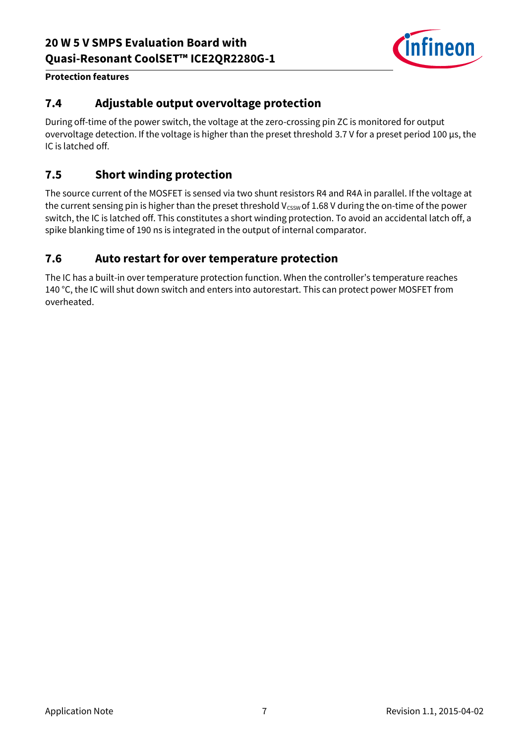## 7.4 Adjustable output overvoltage protection

During off-time of the power switch, the voltage at the zero-crossing pin ZC is monitored for output overvoltage detection. If the voltage is higher than the preset threshold 3.7 V for a preset period 100 µs, the IC is latched off.

## 7.5 Short winding protection

The source current of the MOSFET is sensed via two shunt resistors R4 and R4A in parallel. If the voltage at the current sensing pin is higher than the preset threshold $V_{CSSW}$ of 1.68 V during the on-time of the power switch, the IC is latched off. This constitutes a short winding protection. To avoid an accidental latch off, a spike blanking time of 190 ns is integrated in the output of internal comparator.

## 7.6 Auto restart for over temperature protection

The IC has a built-in over temperature protection function. When the controller's temperature reaches 140 °C, the IC will shut down switch and enters into autorestart. This can protect power MOSFET from overheated.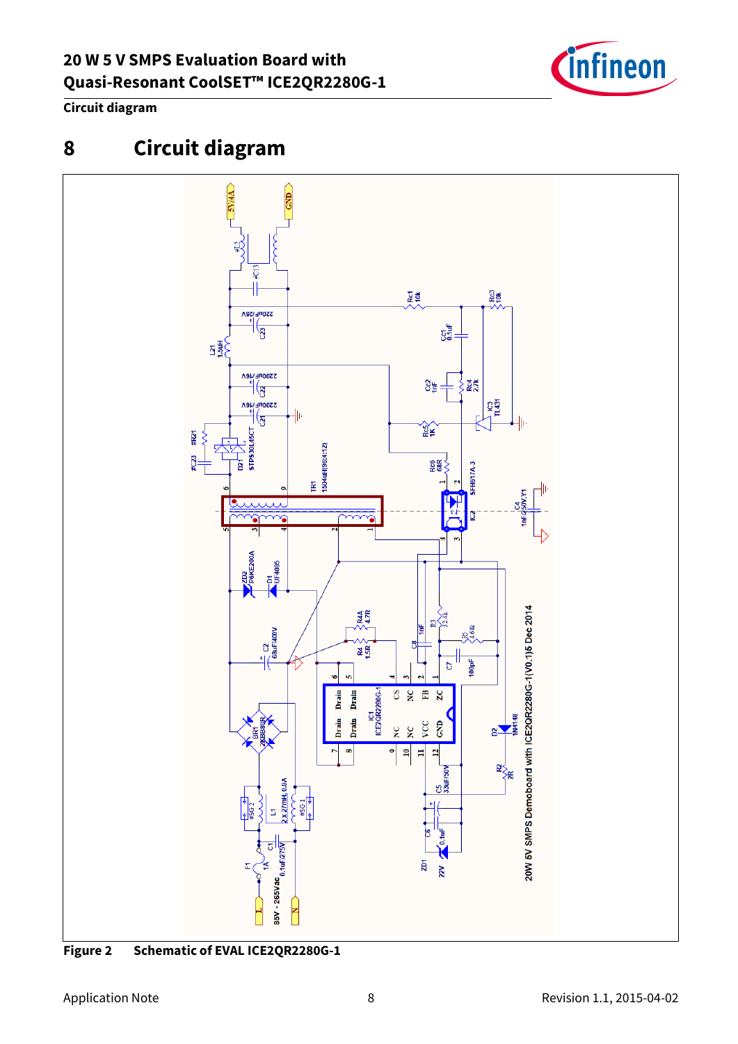# 8 Circuit diagram

Figure 2 Schematic of EVAL ICE2QR2280G-1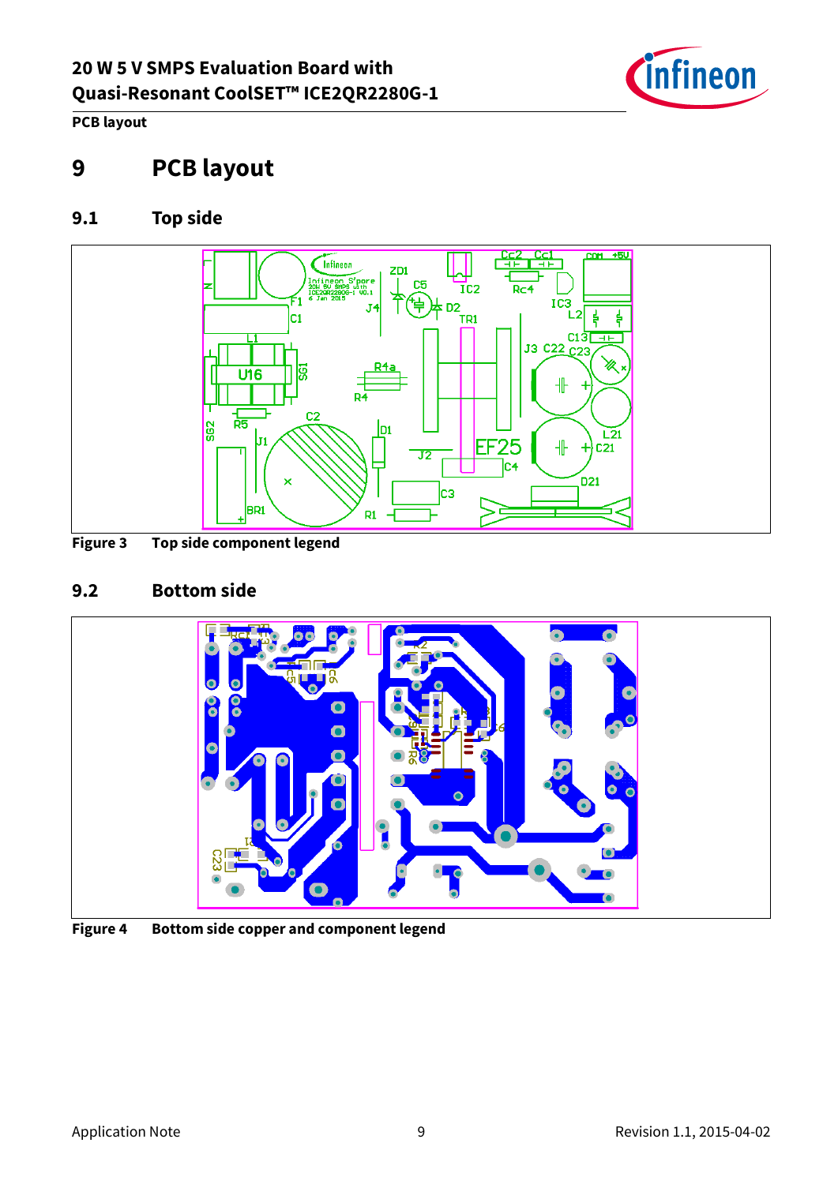# 9 PCB layout

## 9.1 Top side

Figure 3 Top side component legend

## 9.2 Bottom side

Figure 4 Bottom side copper and component legend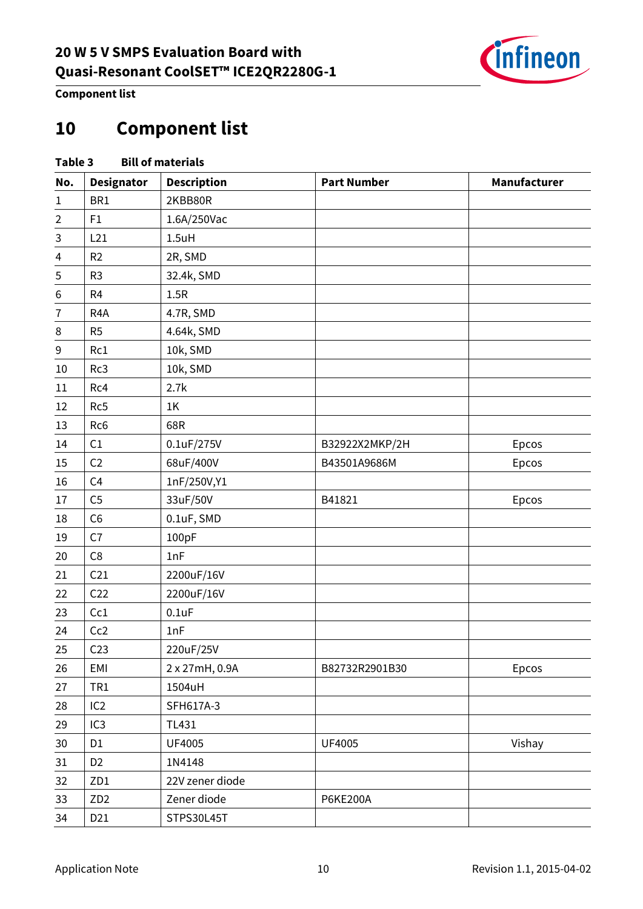# 10 Component list

**Table 3 Bill of materials**

| No. | Designator | Description | Part Number | Manufacturer |
|---|---|---|---|---|
| 1 | BR1 | 2KBB80R | | |
| 2 | F1 | 1.6A/250Vac | | |
| 3 | L21 | 1.5uH | | |
| 4 | R2 | 2R, SMD | | |
| 5 | R3 | 32.4k, SMD | | |
| 6 | R4 | 1.5R | | |
| 7 | R4A | 4.7R, SMD | | |
| 8 | R5 | 4.64k, SMD | | |
| 9 | Rc1 | 10k, SMD | | |
| 10 | Rc3 | 10k, SMD | | |
| 11 | Rc4 | 2.7k | | |
| 12 | Rc5 | 1K | | |
| 13 | Rc6 | 68R | | |
| 14 | C1 | 0.1uF/275V | B32922X2MKP/2H | Epcos |
| 15 | C2 | 68uF/400V | B43501A9686M | Epcos |
| 16 | C4 | 1nF/250V,Y1 | | |
| 17 | C5 | 33uF/50V | B41821 | Epcos |
| 18 | C6 | 0.1uF, SMD | | |
| 19 | C7 | 100pF | | |
| 20 | C8 | 1nF | | |
| 21 | C21 | 2200uF/16V | | |
| 22 | C22 | 2200uF/16V | | |
| 23 | Cc1 | 0.1uF | | |
| 24 | Cc2 | 1nF | | |
| 25 | C23 | 220uF/25V | | |
| 26 | EMI | 2 x 27mH, 0.9A | B82732R2901B30 | Epcos |
| 27 | TR1 | 1504uH | | |
| 28 | IC2 | SFH617A-3 | | |
| 29 | IC3 | TL431 | | |
| 30 | D1 | UF4005 | UF4005 | Vishay |
| 31 | D2 | 1N4148 | | |
| 32 | ZD1 | 22V zener diode | | |
| 33 | ZD2 | Zener diode | P6KE200A | |
| 34 | D21 | STPS30L45T | | |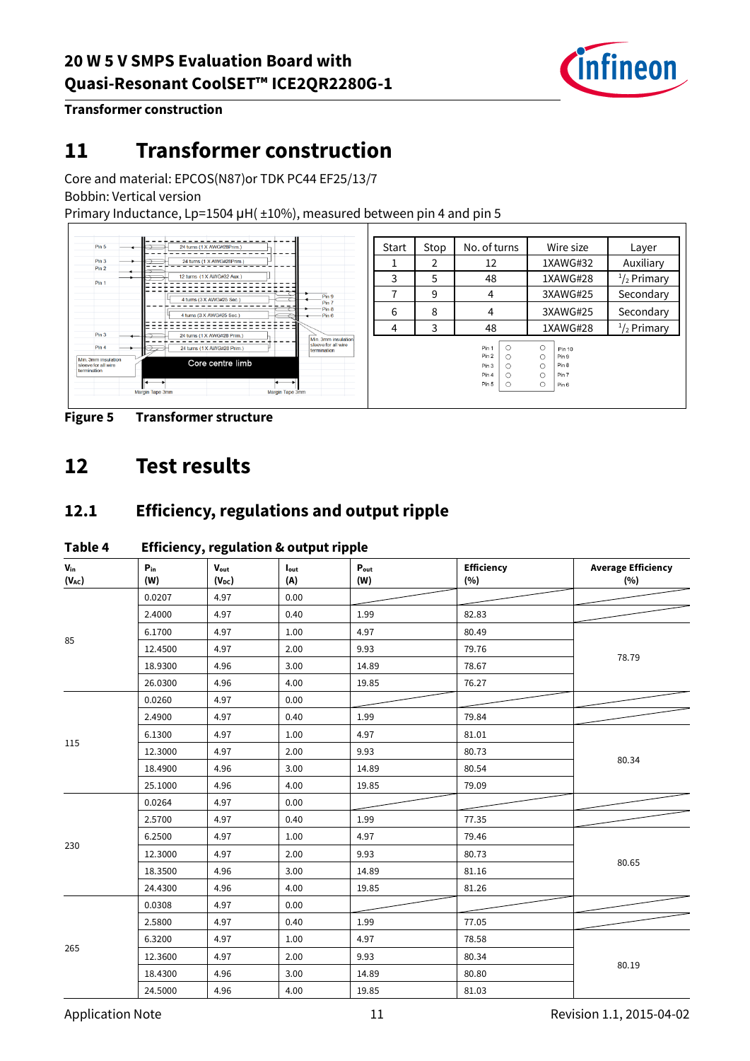# 11 Transformer construction

Core and material: EPCOS(N87)or TDK PC44 EF25/13/7
Bobbin: Vertical version
Primary Inductance, Lp=1504 µH( ±10%), measured between pin 4 and pin 5

| Start | Stop | No. of turns | Wire size | Layer |
|---|---|---|---|---|
| 1 | 2 | 12 | 1XAWG#32 | Auxiliary |
| 3 | 5 | 48 | 1XAWG#28 | 1/2 Primary |
| 7 | 9 | 4 | 3XAWG#25 | Secondary |
| 6 | 8 | 4 | 3XAWG#25 | Secondary |
| 4 | 3 | 48 | 1XAWG#28 | 1/2 Primary |

**Figure 5 Transformer structure**

# 12 Test results

## 12.1 Efficiency, regulations and output ripple

**Table 4 Efficiency, regulation & output ripple**

| $V_{in}$ ($V_{AC}$) | $P_{in}$ (W) | $V_{out}$ ($V_{DC}$) | $I_{out}$ (A) | $P_{out}$ (W) | Efficiency (%) | Average Efficiency (%) |
|---|---|---|---|---|---|---|
| 85 | 0.0207 | 4.97 | 0.00 | | | |
| | 2.4000 | 4.97 | 0.40 | 1.99 | 82.83 | |
| | 6.1700 | 4.97 | 1.00 | 4.97 | 80.49 | 78.79 |
| | 12.4500 | 4.97 | 2.00 | 9.93 | 79.76 | |
| | 18.9300 | 4.96 | 3.00 | 14.89 | 78.67 | |
| | 26.0300 | 4.96 | 4.00 | 19.85 | 76.27 | |
| 115 | 0.0260 | 4.97 | 0.00 | | | |
| | 2.4900 | 4.97 | 0.40 | 1.99 | 79.84 | |
| | 6.1300 | 4.97 | 1.00 | 4.97 | 81.01 | 80.34 |
| | 12.3000 | 4.97 | 2.00 | 9.93 | 80.73 | |
| | 18.4900 | 4.96 | 3.00 | 14.89 | 80.54 | |
| | 25.1000 | 4.96 | 4.00 | 19.85 | 79.09 | |
| 230 | 0.0264 | 4.97 | 0.00 | | | |
| | 2.5700 | 4.97 | 0.40 | 1.99 | 77.35 | |
| | 6.2500 | 4.97 | 1.00 | 4.97 | 79.46 | 80.65 |
| | 12.3000 | 4.97 | 2.00 | 9.93 | 80.73 | |
| | 18.3500 | 4.96 | 3.00 | 14.89 | 81.16 | |
| | 24.4300 | 4.96 | 4.00 | 19.85 | 81.26 | |
| 265 | 0.0308 | 4.97 | 0.00 | | | |
| | 2.5800 | 4.97 | 0.40 | 1.99 | 77.05 | |
| | 6.3200 | 4.97 | 1.00 | 4.97 | 78.58 | 80.19 |
| | 12.3600 | 4.97 | 2.00 | 9.93 | 80.34 | |
| | 18.4300 | 4.96 | 3.00 | 14.89 | 80.80 | |
| | 24.5000 | 4.96 | 4.00 | 19.85 | 81.03 | |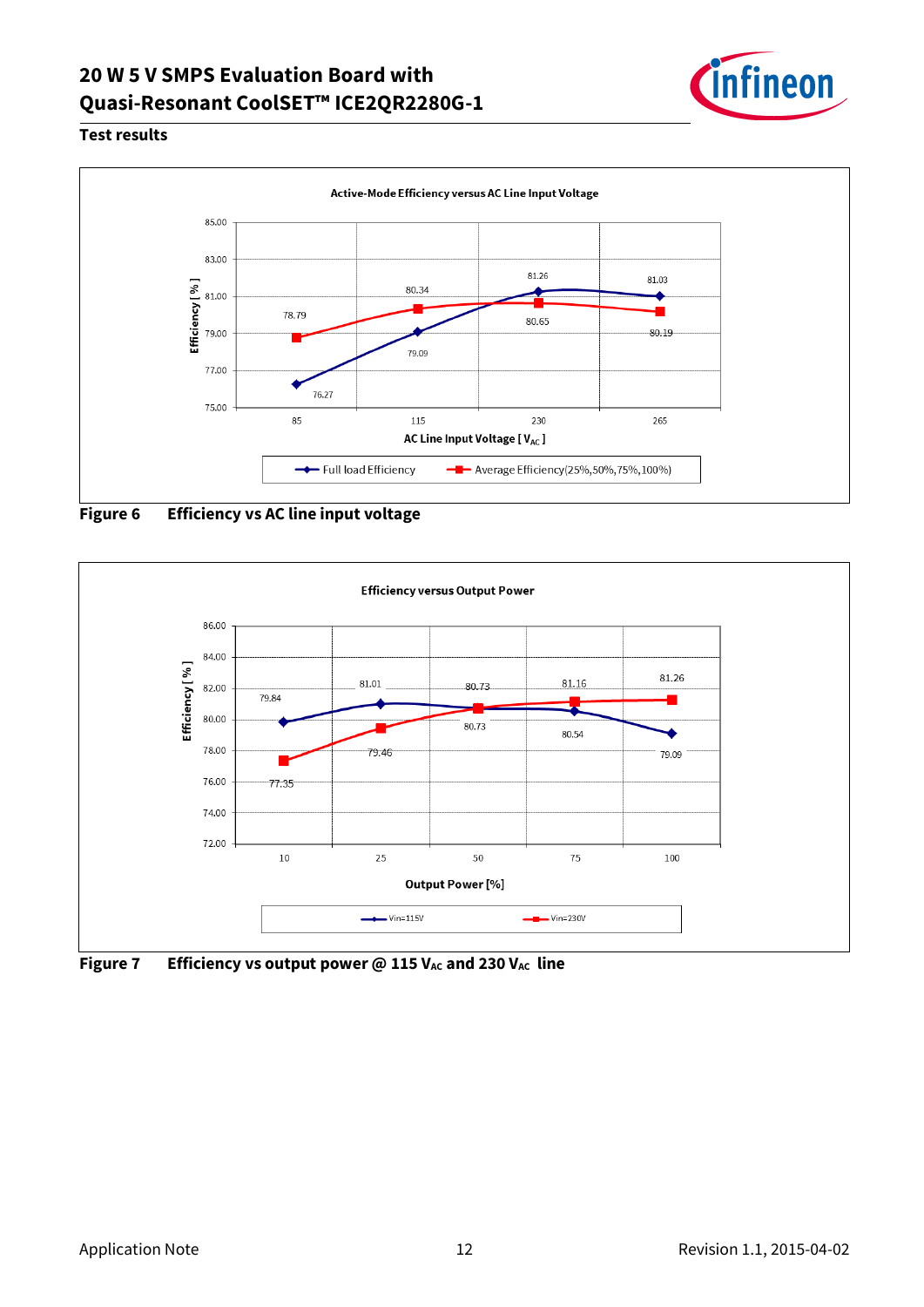## Test results

**Active-Mode Efficiency versus AC Line Input Voltage**

| AC Line Input Voltage [$V_{AC}$] | Full load Efficiency [%] | Average Efficiency(25%,50%,75%,100%) [%] |
|---|---|---|
| 85 | 76.27 | 78.79 |
| 115 | 79.09 | 80.34 |
| 230 | 81.26 | 80.65 |
| 265 | 81.03 | 80.19 |

**Figure 6 Efficiency vs AC line input voltage**

**Efficiency versus Output Power**

| Output Power [%] | Vin=115V Efficiency [%] | Vin=230V Efficiency [%] |
|---|---|---|
| 10 | 79.84 | 77.35 |
| 25 | 81.01 | 79.46 |
| 50 | 80.73 | 80.73 |
| 75 | 80.54 | 81.16 |
| 100 | 79.09 | 81.26 |

**Figure 7 Efficiency vs output power @ 115 $V_{AC}$ and 230 $V_{AC}$ line**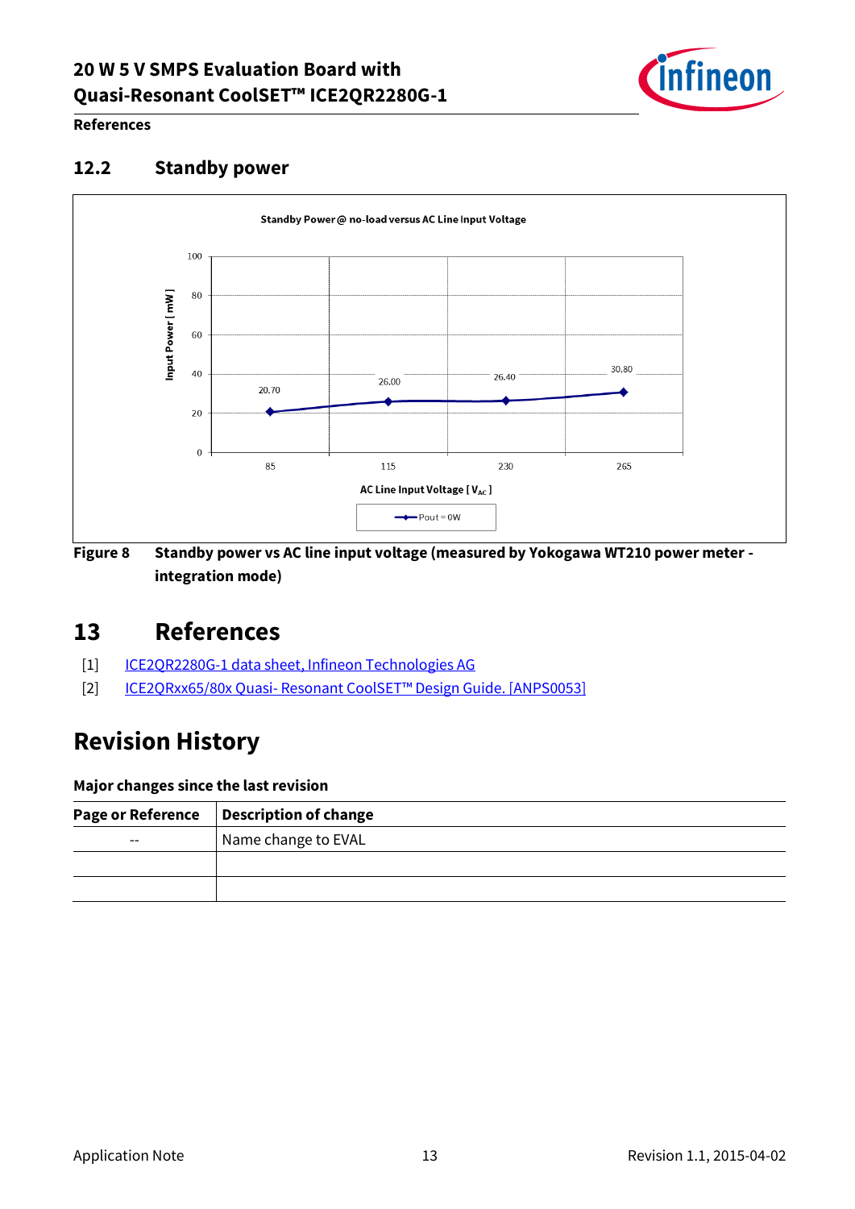## 12.2 Standby power

Standby Power @ no-load versus AC Line Input Voltage

| AC Line Input Voltage [ $V_{AC}$ ] | 85 | 115 | 230 | 265 |
|---|---|---|---|---|
| Input Power [ mW ] (Pout = 0W) | 20.70 | 26.00 | 26.40 | 30.80 |

**Figure 8 Standby power vs AC line input voltage (measured by Yokogawa WT210 power meter - integration mode)**

# 13 References

[1] ICE2QR2280G-1 data sheet, Infineon Technologies AG

[2] ICE2QRxx65/80x Quasi- Resonant CoolSET™ Design Guide. [ANPS0053]

# Revision History

**Major changes since the last revision**

| Page or Reference | Description of change |
|---|---|
| -- | Name change to EVAL |
| | |
| | |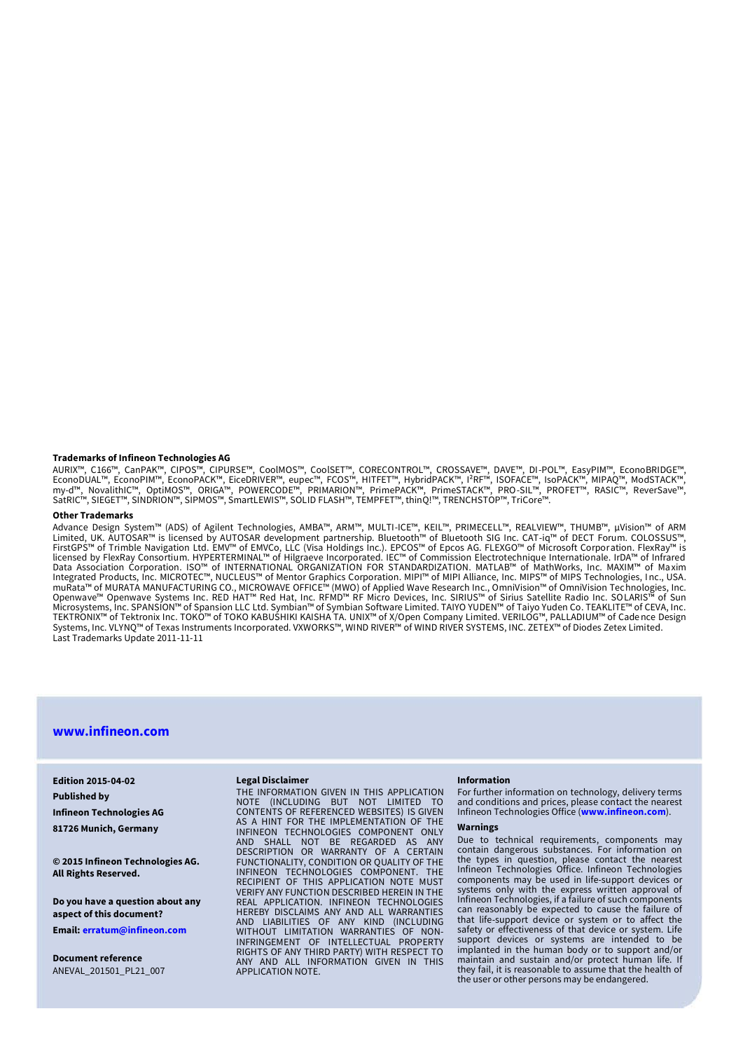**Trademarks of Infineon Technologies AG**

AURIX™, C166™, CanPAK™, CIPOS™, CIPURSE™, CoolMOS™, CoolSET™, CORECONTROL™, CROSSAVE™, DAVE™, DI-POL™, EasyPIM™, EconoBRIDGE™, EconoDUAL™, EconoPIM™, EconoPACK™, EiceDRIVER™, eupec™, FCOS™, HITFET™, HybridPACK™, I²RF™, ISOFACE™, IsoPACK™, MIPAQ™, ModSTACK™, my-d™, NovalithIC™, OptiMOS™, ORIGA™, POWERCODE™, PRIMARION™, PrimePACK™, PrimeSTACK™, PRO-SIL™, PROFET™, RASIC™, ReverSave™, SatRIC™, SIEGET™, SINDRION™, SIPMOS™, SmartLEWIS™, SOLID FLASH™, TEMPFET™, thinQ!™, TRENCHSTOP™, TriCore™.

**Other Trademarks**

Advance Design System™ (ADS) of Agilent Technologies, AMBA™, ARM™, MULTI-ICE™, KEIL™, PRIMECELL™, REALVIEW™, THUMB™, µVision™ of ARM Limited, UK. AUTOSAR™ is licensed by AUTOSAR development partnership. Bluetooth™ of Bluetooth SIG Inc. CAT-iq™ of DECT Forum. COLOSSUS™, FirstGPS™ of Trimble Navigation Ltd. EMV™ of EMVCo, LLC (Visa Holdings Inc.). EPCOS™ of Epcos AG. FLEXGO™ of Microsoft Corporation. FlexRay™ is licensed by FlexRay Consortium. HYPERTERMINAL™ of Hilgraeve Incorporated. IEC™ of Commission Electrotechnique Internationale. IrDA™ of Infrared Data Association Corporation. ISO™ of INTERNATIONAL ORGANIZATION FOR STANDARDIZATION. MATLAB™ of MathWorks, Inc. MAXIM™ of Maxim Integrated Products, Inc. MICROTEC™, NUCLEUS™ of Mentor Graphics Corporation. MIPI™ of MIPI Alliance, Inc. MIPS™ of MIPS Technologies, Inc., USA. muRata™ of MURATA MANUFACTURING CO., MICROWAVE OFFICE™ (MWO) of Applied Wave Research Inc., OmniVision™ of OmniVision Technologies, Inc. Openwave™ Openwave Systems Inc. RED HAT™ Red Hat, Inc. RFMD™ RF Micro Devices, Inc. SIRIUS™ of Sirius Satellite Radio Inc. SOLARIS™ of Sun Microsystems, Inc. SPANSION™ of Spansion LLC Ltd. Symbian™ of Symbian Software Limited. TAIYO YUDEN™ of Taiyo Yuden Co. TEAKLITE™ of CEVA, Inc. TEKTRONIX™ of Tektronix Inc. TOKO™ of TOKO KABUSHIKI KAISHA TA. UNIX™ of X/Open Company Limited. VERILOG™, PALLADIUM™ of Cadence Design Systems, Inc. VLYNQ™ of Texas Instruments Incorporated. VXWORKS™, WIND RIVER™ of WIND RIVER SYSTEMS, INC. ZETEX™ of Diodes Zetex Limited.
Last Trademarks Update 2011-11-11

**www.infineon.com**

**Edition 2015-04-02**

**Published by**

**Infineon Technologies AG**

**81726 Munich, Germany**

**© 2015 Infineon Technologies AG.**
**All Rights Reserved.**

**Do you have a question about any aspect of this document?**

**Email:** erratum@infineon.com

**Document reference**
ANEVAL_201501_PL21_007

**Legal Disclaimer**

THE INFORMATION GIVEN IN THIS APPLICATION NOTE (INCLUDING BUT NOT LIMITED TO CONTENTS OF REFERENCED WEBSITES) IS GIVEN AS A HINT FOR THE IMPLEMENTATION OF THE INFINEON TECHNOLOGIES COMPONENT ONLY AND SHALL NOT BE REGARDED AS ANY DESCRIPTION OR WARRANTY OF A CERTAIN FUNCTIONALITY, CONDITION OR QUALITY OF THE INFINEON TECHNOLOGIES COMPONENT. THE RECIPIENT OF THIS APPLICATION NOTE MUST VERIFY ANY FUNCTION DESCRIBED HEREIN IN THE REAL APPLICATION. INFINEON TECHNOLOGIES HEREBY DISCLAIMS ANY AND ALL WARRANTIES AND LIABILITIES OF ANY KIND (INCLUDING WITHOUT LIMITATION WARRANTIES OF NON-INFRINGEMENT OF INTELLECTUAL PROPERTY RIGHTS OF ANY THIRD PARTY) WITH RESPECT TO ANY AND ALL INFORMATION GIVEN IN THIS APPLICATION NOTE.

**Information**

For further information on technology, delivery terms and conditions and prices, please contact the nearest Infineon Technologies Office (**www.infineon.com**).

**Warnings**

Due to technical requirements, components may contain dangerous substances. For information on the types in question, please contact the nearest Infineon Technologies Office. Infineon Technologies components may be used in life-support devices or systems only with the express written approval of Infineon Technologies, if a failure of such components can reasonably be expected to cause the failure of that life-support device or system or to affect the safety or effectiveness of that device or system. Life support devices or systems are intended to be implanted in the human body or to support and/or maintain and sustain and/or protect human life. If they fail, it is reasonable to assume that the health of the user or other persons may be endangered.